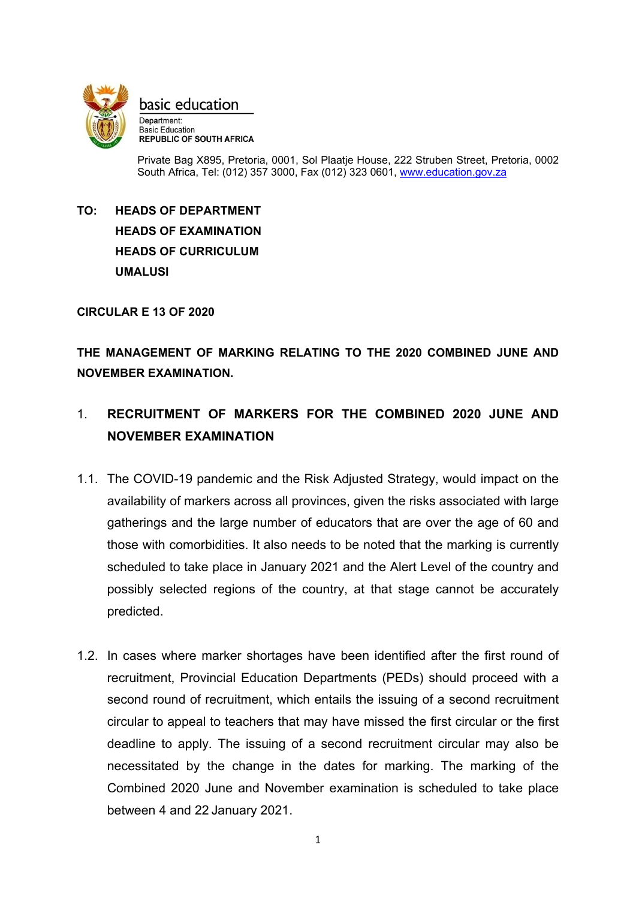basic education

Department:
Basic Education
**REPUBLIC OF SOUTH AFRICA**

Private Bag X895, Pretoria, 0001, Sol Plaatje House, 222 Struben Street, Pretoria, 0002
South Africa, Tel: (012) 357 3000, Fax (012) 323 0601, www.education.gov.za

**TO: HEADS OF DEPARTMENT**
**HEADS OF EXAMINATION**
**HEADS OF CURRICULUM**
**UMALUSI**

**CIRCULAR E 13 OF 2020**

**THE MANAGEMENT OF MARKING RELATING TO THE 2020 COMBINED JUNE AND NOVEMBER EXAMINATION.**

## 1. RECRUITMENT OF MARKERS FOR THE COMBINED 2020 JUNE AND NOVEMBER EXAMINATION

1.1. The COVID-19 pandemic and the Risk Adjusted Strategy, would impact on the availability of markers across all provinces, given the risks associated with large gatherings and the large number of educators that are over the age of 60 and those with comorbidities. It also needs to be noted that the marking is currently scheduled to take place in January 2021 and the Alert Level of the country and possibly selected regions of the country, at that stage cannot be accurately predicted.

1.2. In cases where marker shortages have been identified after the first round of recruitment, Provincial Education Departments (PEDs) should proceed with a second round of recruitment, which entails the issuing of a second recruitment circular to appeal to teachers that may have missed the first circular or the first deadline to apply. The issuing of a second recruitment circular may also be necessitated by the change in the dates for marking. The marking of the Combined 2020 June and November examination is scheduled to take place between 4 and 22 January 2021.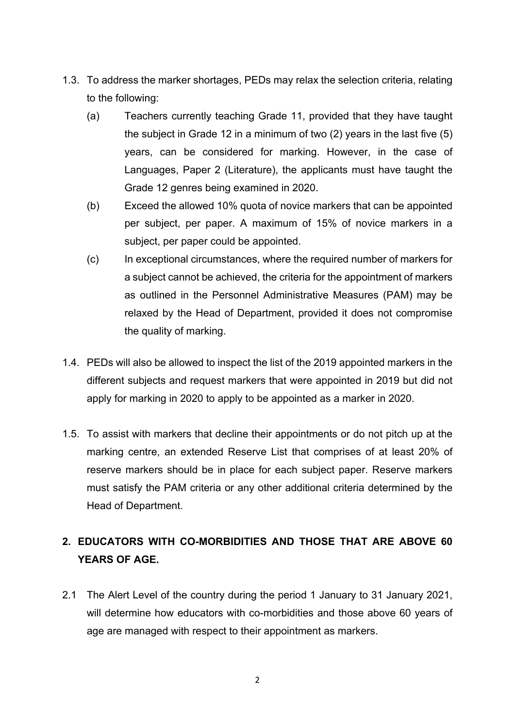1.3. To address the marker shortages, PEDs may relax the selection criteria, relating to the following:

   (a) Teachers currently teaching Grade 11, provided that they have taught the subject in Grade 12 in a minimum of two (2) years in the last five (5) years, can be considered for marking. However, in the case of Languages, Paper 2 (Literature), the applicants must have taught the Grade 12 genres being examined in 2020.

   (b) Exceed the allowed 10% quota of novice markers that can be appointed per subject, per paper. A maximum of 15% of novice markers in a subject, per paper could be appointed.

   (c) In exceptional circumstances, where the required number of markers for a subject cannot be achieved, the criteria for the appointment of markers as outlined in the Personnel Administrative Measures (PAM) may be relaxed by the Head of Department, provided it does not compromise the quality of marking.

1.4. PEDs will also be allowed to inspect the list of the 2019 appointed markers in the different subjects and request markers that were appointed in 2019 but did not apply for marking in 2020 to apply to be appointed as a marker in 2020.

1.5. To assist with markers that decline their appointments or do not pitch up at the marking centre, an extended Reserve List that comprises of at least 20% of reserve markers should be in place for each subject paper. Reserve markers must satisfy the PAM criteria or any other additional criteria determined by the Head of Department.

## 2. EDUCATORS WITH CO-MORBIDITIES AND THOSE THAT ARE ABOVE 60 YEARS OF AGE.

2.1 The Alert Level of the country during the period 1 January to 31 January 2021, will determine how educators with co-morbidities and those above 60 years of age are managed with respect to their appointment as markers.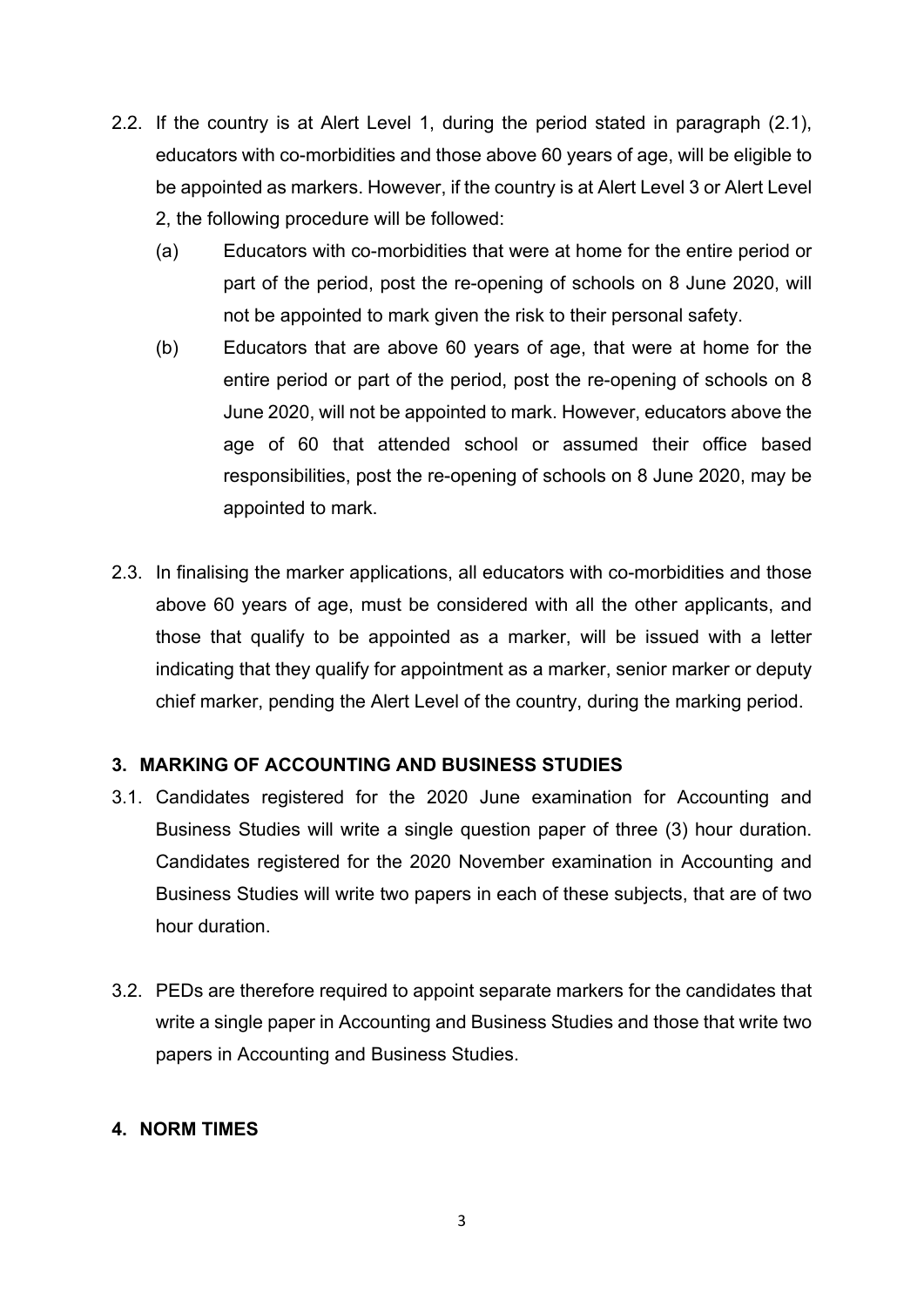2.2. If the country is at Alert Level 1, during the period stated in paragraph (2.1), educators with co-morbidities and those above 60 years of age, will be eligible to be appointed as markers. However, if the country is at Alert Level 3 or Alert Level 2, the following procedure will be followed:

(a) Educators with co-morbidities that were at home for the entire period or part of the period, post the re-opening of schools on 8 June 2020, will not be appointed to mark given the risk to their personal safety.

(b) Educators that are above 60 years of age, that were at home for the entire period or part of the period, post the re-opening of schools on 8 June 2020, will not be appointed to mark. However, educators above the age of 60 that attended school or assumed their office based responsibilities, post the re-opening of schools on 8 June 2020, may be appointed to mark.

2.3. In finalising the marker applications, all educators with co-morbidities and those above 60 years of age, must be considered with all the other applicants, and those that qualify to be appointed as a marker, will be issued with a letter indicating that they qualify for appointment as a marker, senior marker or deputy chief marker, pending the Alert Level of the country, during the marking period.

### 3. MARKING OF ACCOUNTING AND BUSINESS STUDIES

3.1. Candidates registered for the 2020 June examination for Accounting and Business Studies will write a single question paper of three (3) hour duration. Candidates registered for the 2020 November examination in Accounting and Business Studies will write two papers in each of these subjects, that are of two hour duration.

3.2. PEDs are therefore required to appoint separate markers for the candidates that write a single paper in Accounting and Business Studies and those that write two papers in Accounting and Business Studies.

### 4. NORM TIMES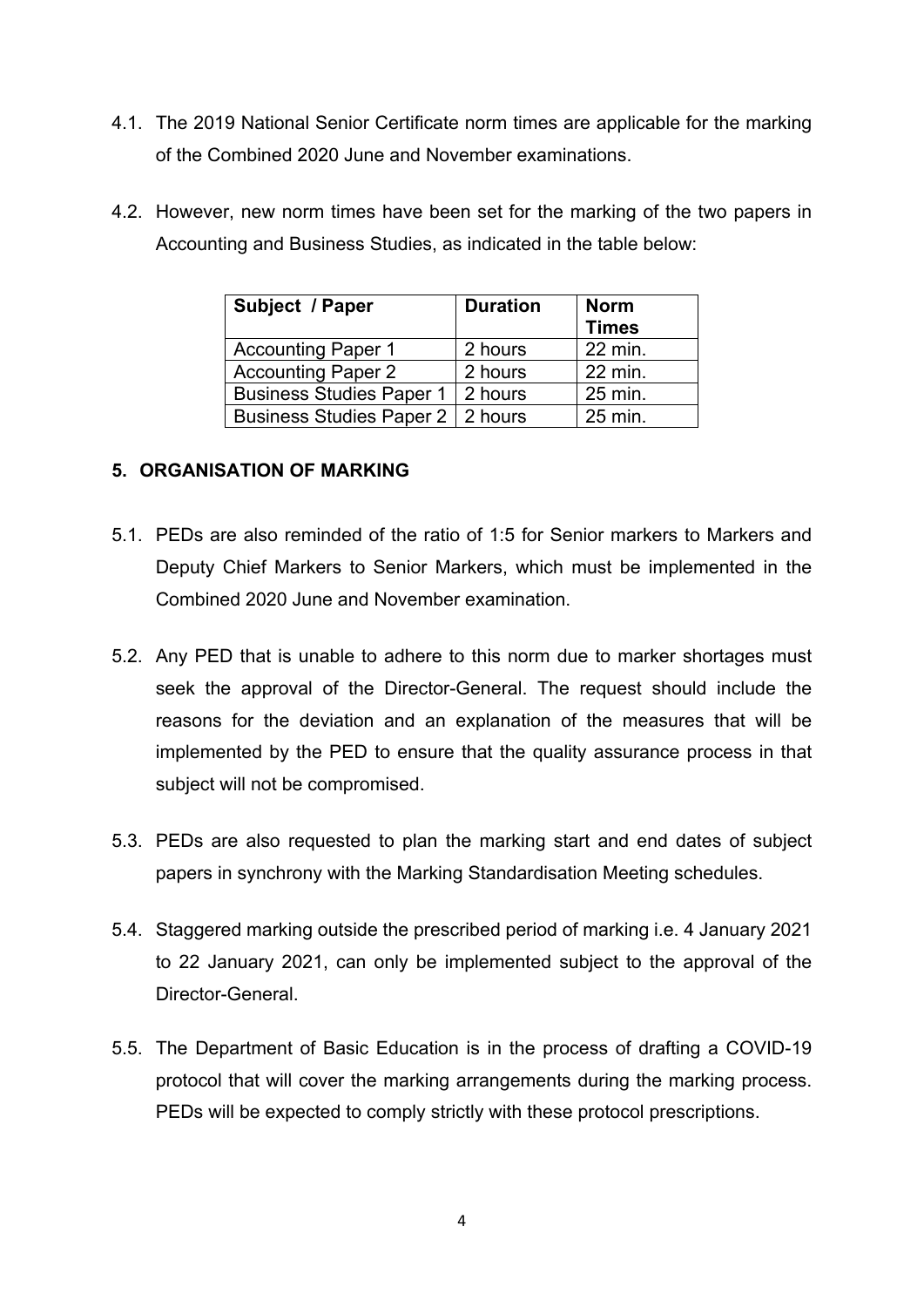4.1. The 2019 National Senior Certificate norm times are applicable for the marking of the Combined 2020 June and November examinations.

4.2. However, new norm times have been set for the marking of the two papers in Accounting and Business Studies, as indicated in the table below:

| **Subject / Paper** | **Duration** | **Norm Times** |
|---|---|---|
| Accounting Paper 1 | 2 hours | 22 min. |
| Accounting Paper 2 | 2 hours | 22 min. |
| Business Studies Paper 1 | 2 hours | 25 min. |
| Business Studies Paper 2 | 2 hours | 25 min. |

## 5. ORGANISATION OF MARKING

5.1. PEDs are also reminded of the ratio of 1:5 for Senior markers to Markers and Deputy Chief Markers to Senior Markers, which must be implemented in the Combined 2020 June and November examination.

5.2. Any PED that is unable to adhere to this norm due to marker shortages must seek the approval of the Director-General. The request should include the reasons for the deviation and an explanation of the measures that will be implemented by the PED to ensure that the quality assurance process in that subject will not be compromised.

5.3. PEDs are also requested to plan the marking start and end dates of subject papers in synchrony with the Marking Standardisation Meeting schedules.

5.4. Staggered marking outside the prescribed period of marking i.e. 4 January 2021 to 22 January 2021, can only be implemented subject to the approval of the Director-General.

5.5. The Department of Basic Education is in the process of drafting a COVID-19 protocol that will cover the marking arrangements during the marking process. PEDs will be expected to comply strictly with these protocol prescriptions.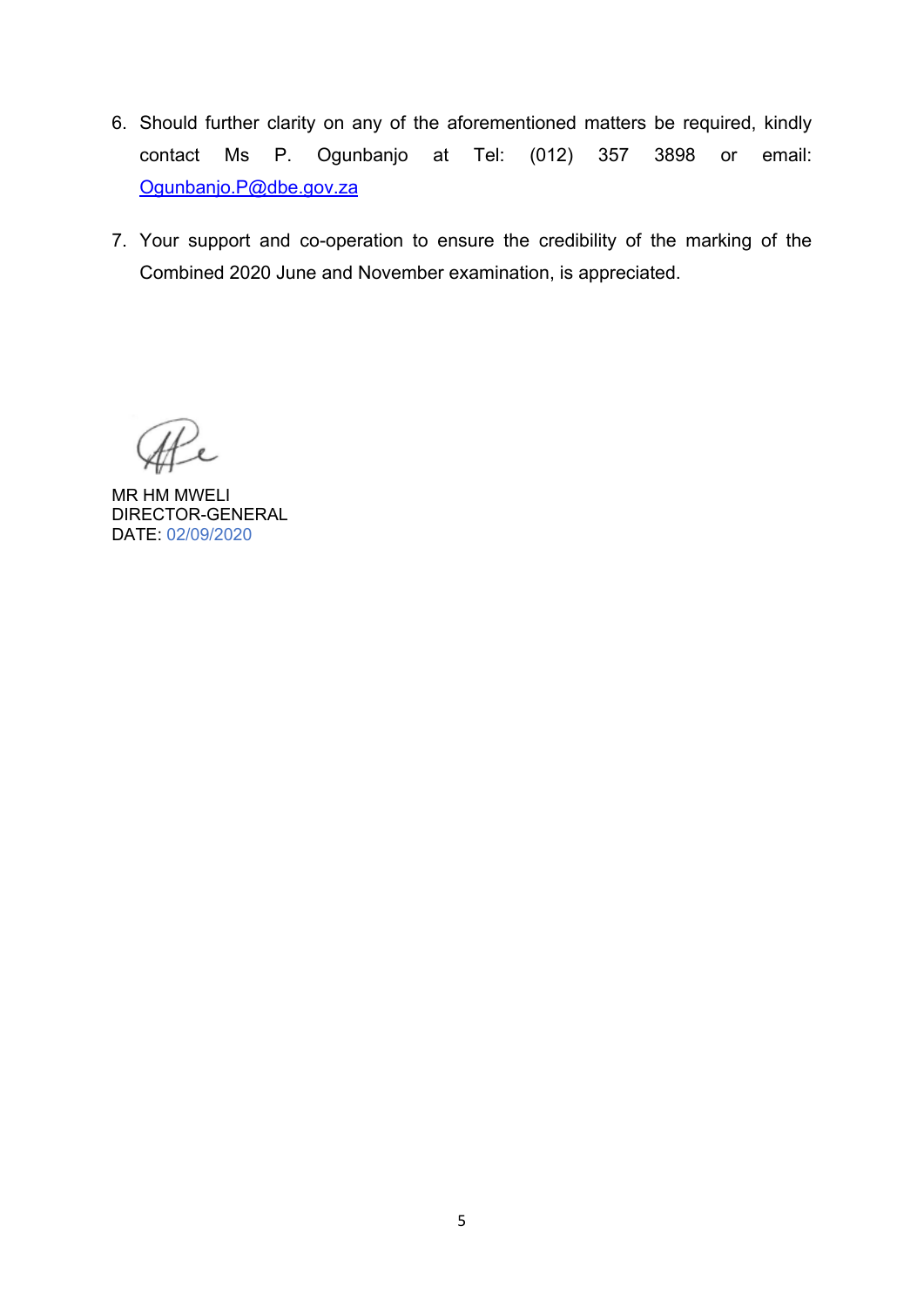6. Should further clarity on any of the aforementioned matters be required, kindly contact Ms P. Ogunbanjo at Tel: (012) 357 3898 or email: Ogunbanjo.P@dbe.gov.za

7. Your support and co-operation to ensure the credibility of the marking of the Combined 2020 June and November examination, is appreciated.

MR HM MWELI
DIRECTOR-GENERAL
DATE: 02/09/2020